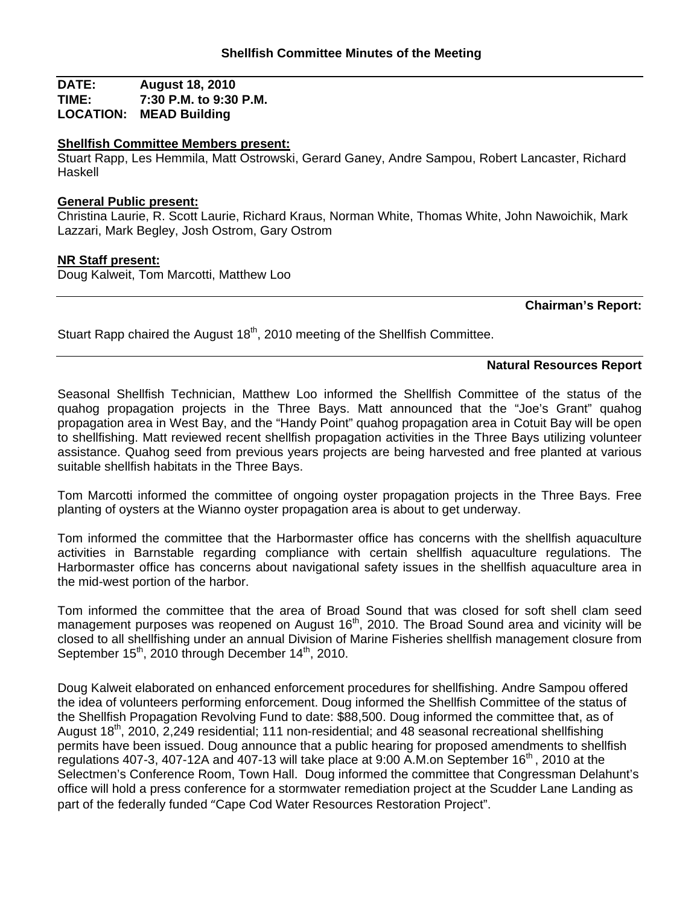## Shellfish Committee Minutes of the Meeting

**DATE:** August 18, 2010
**TIME:** 7:30 P.M. to 9:30 P.M.
**LOCATION:** MEAD Building

**Shellfish Committee Members present:**
Stuart Rapp, Les Hemmila, Matt Ostrowski, Gerard Ganey, Andre Sampou, Robert Lancaster, Richard Haskell

**General Public present:**
Christina Laurie, R. Scott Laurie, Richard Kraus, Norman White, Thomas White, John Nawoichik, Mark Lazzari, Mark Begley, Josh Ostrom, Gary Ostrom

**NR Staff present:**
Doug Kalweit, Tom Marcotti, Matthew Loo

### Chairman's Report:

Stuart Rapp chaired the August 18th, 2010 meeting of the Shellfish Committee.

### Natural Resources Report

Seasonal Shellfish Technician, Matthew Loo informed the Shellfish Committee of the status of the quahog propagation projects in the Three Bays. Matt announced that the "Joe's Grant" quahog propagation area in West Bay, and the "Handy Point" quahog propagation area in Cotuit Bay will be open to shellfishing. Matt reviewed recent shellfish propagation activities in the Three Bays utilizing volunteer assistance. Quahog seed from previous years projects are being harvested and free planted at various suitable shellfish habitats in the Three Bays.

Tom Marcotti informed the committee of ongoing oyster propagation projects in the Three Bays. Free planting of oysters at the Wianno oyster propagation area is about to get underway.

Tom informed the committee that the Harbormaster office has concerns with the shellfish aquaculture activities in Barnstable regarding compliance with certain shellfish aquaculture regulations. The Harbormaster office has concerns about navigational safety issues in the shellfish aquaculture area in the mid-west portion of the harbor.

Tom informed the committee that the area of Broad Sound that was closed for soft shell clam seed management purposes was reopened on August 16th, 2010. The Broad Sound area and vicinity will be closed to all shellfishing under an annual Division of Marine Fisheries shellfish management closure from September 15th, 2010 through December 14th, 2010.

Doug Kalweit elaborated on enhanced enforcement procedures for shellfishing. Andre Sampou offered the idea of volunteers performing enforcement. Doug informed the Shellfish Committee of the status of the Shellfish Propagation Revolving Fund to date: $88,500. Doug informed the committee that, as of August 18th, 2010, 2,249 residential; 111 non-residential; and 48 seasonal recreational shellfishing permits have been issued. Doug announce that a public hearing for proposed amendments to shellfish regulations 407-3, 407-12A and 407-13 will take place at 9:00 A.M.on September 16th , 2010 at the Selectmen's Conference Room, Town Hall. Doug informed the committee that Congressman Delahunt's office will hold a press conference for a stormwater remediation project at the Scudder Lane Landing as part of the federally funded "Cape Cod Water Resources Restoration Project".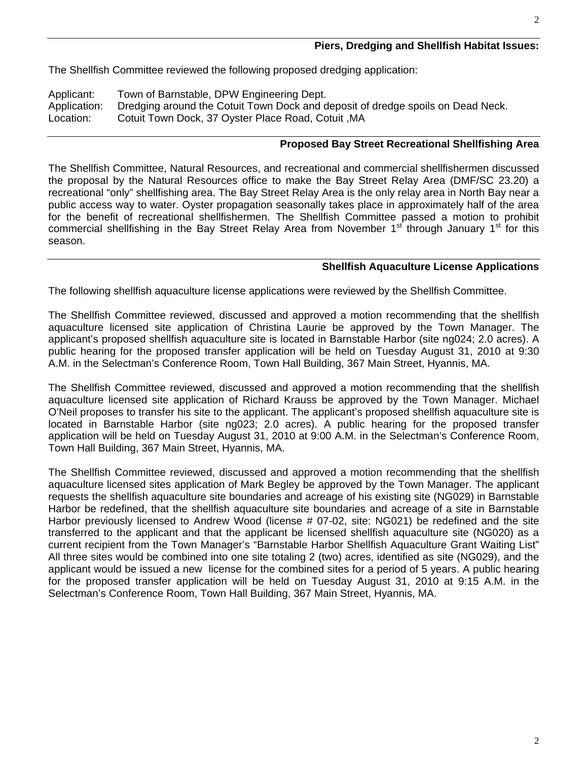## Piers, Dredging and Shellfish Habitat Issues:

The Shellfish Committee reviewed the following proposed dredging application:

Applicant: Town of Barnstable, DPW Engineering Dept.
Application: Dredging around the Cotuit Town Dock and deposit of dredge spoils on Dead Neck.
Location: Cotuit Town Dock, 37 Oyster Place Road, Cotuit ,MA

## Proposed Bay Street Recreational Shellfishing Area

The Shellfish Committee, Natural Resources, and recreational and commercial shellfishermen discussed the proposal by the Natural Resources office to make the Bay Street Relay Area (DMF/SC 23.20) a recreational "only" shellfishing area. The Bay Street Relay Area is the only relay area in North Bay near a public access way to water. Oyster propagation seasonally takes place in approximately half of the area for the benefit of recreational shellfishermen. The Shellfish Committee passed a motion to prohibit commercial shellfishing in the Bay Street Relay Area from November 1st through January 1st for this season.

## Shellfish Aquaculture License Applications

The following shellfish aquaculture license applications were reviewed by the Shellfish Committee.

The Shellfish Committee reviewed, discussed and approved a motion recommending that the shellfish aquaculture licensed site application of Christina Laurie be approved by the Town Manager. The applicant's proposed shellfish aquaculture site is located in Barnstable Harbor (site ng024; 2.0 acres). A public hearing for the proposed transfer application will be held on Tuesday August 31, 2010 at 9:30 A.M. in the Selectman's Conference Room, Town Hall Building, 367 Main Street, Hyannis, MA.

The Shellfish Committee reviewed, discussed and approved a motion recommending that the shellfish aquaculture licensed site application of Richard Krauss be approved by the Town Manager. Michael O'Neil proposes to transfer his site to the applicant. The applicant's proposed shellfish aquaculture site is located in Barnstable Harbor (site ng023; 2.0 acres). A public hearing for the proposed transfer application will be held on Tuesday August 31, 2010 at 9:00 A.M. in the Selectman's Conference Room, Town Hall Building, 367 Main Street, Hyannis, MA.

The Shellfish Committee reviewed, discussed and approved a motion recommending that the shellfish aquaculture licensed sites application of Mark Begley be approved by the Town Manager. The applicant requests the shellfish aquaculture site boundaries and acreage of his existing site (NG029) in Barnstable Harbor be redefined, that the shellfish aquaculture site boundaries and acreage of a site in Barnstable Harbor previously licensed to Andrew Wood (license # 07-02, site: NG021) be redefined and the site transferred to the applicant and that the applicant be licensed shellfish aquaculture site (NG020) as a current recipient from the Town Manager's "Barnstable Harbor Shellfish Aquaculture Grant Waiting List" All three sites would be combined into one site totaling 2 (two) acres, identified as site (NG029), and the applicant would be issued a new license for the combined sites for a period of 5 years. A public hearing for the proposed transfer application will be held on Tuesday August 31, 2010 at 9:15 A.M. in the Selectman's Conference Room, Town Hall Building, 367 Main Street, Hyannis, MA.